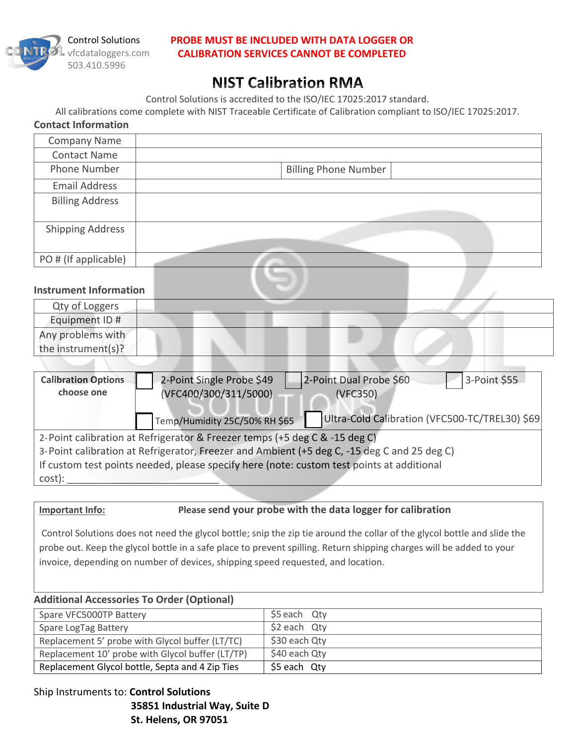Control Solutions
vfcdataloggers.com
503.410.5996

**PROBE MUST BE INCLUDED WITH DATA LOGGER OR CALIBRATION SERVICES CANNOT BE COMPLETED**

# NIST Calibration RMA

Control Solutions is accredited to the ISO/IEC 17025:2017 standard.
All calibrations come complete with NIST Traceable Certificate of Calibration compliant to ISO/IEC 17025:2017.

### Contact Information

| | | | |
|---|---|---|---|
| Company Name | | | |
| Contact Name | | | |
| Phone Number | | Billing Phone Number | |
| Email Address | | | |
| Billing Address | | | |
| Shipping Address | | | |
| PO # (If applicable) | | | |

### Instrument Information

| | |
|---|---|
| Qty of Loggers | |
| Equipment ID # | |
| Any problems with the instrument(s)? | |

| | | | |
|---|---|---|---|
| **Calibration Options choose one** | ☐ 2-Point Single Probe $49 (VFC400/300/311/5000) | ☐ 2-Point Dual Probe $60 (VFC350) | ☐ 3-Point $55 |
| | ☐ Temp/Humidity 25C/50% RH $65 | ☐ Ultra-Cold Calibration (VFC500-TC/TREL30) $69 | |

2-Point calibration at Refrigerator & Freezer temps (+5 deg C & -15 deg C)
3-Point calibration at Refrigerator, Freezer and Ambient (+5 deg C, -15 deg C and 25 deg C)
If custom test points needed, please specify here (note: custom test points at additional cost): ___________________________

**Important Info:** **Please send your probe with the data logger for calibration**

Control Solutions does not need the glycol bottle; snip the zip tie around the collar of the glycol bottle and slide the probe out. Keep the glycol bottle in a safe place to prevent spilling. Return shipping charges will be added to your invoice, depending on number of devices, shipping speed requested, and location.

### Additional Accessories To Order (Optional)

| | |
|---|---|
| Spare VFC5000TP Battery | $5 each Qty |
| Spare LogTag Battery | $2 each Qty |
| Replacement 5' probe with Glycol buffer (LT/TC) | $30 each Qty |
| Replacement 10' probe with Glycol buffer (LT/TP) | $40 each Qty |
| Replacement Glycol bottle, Septa and 4 Zip Ties | $5 each Qty |

Ship Instruments to: **Control Solutions**
**35851 Industrial Way, Suite D**
**St. Helens, OR 97051**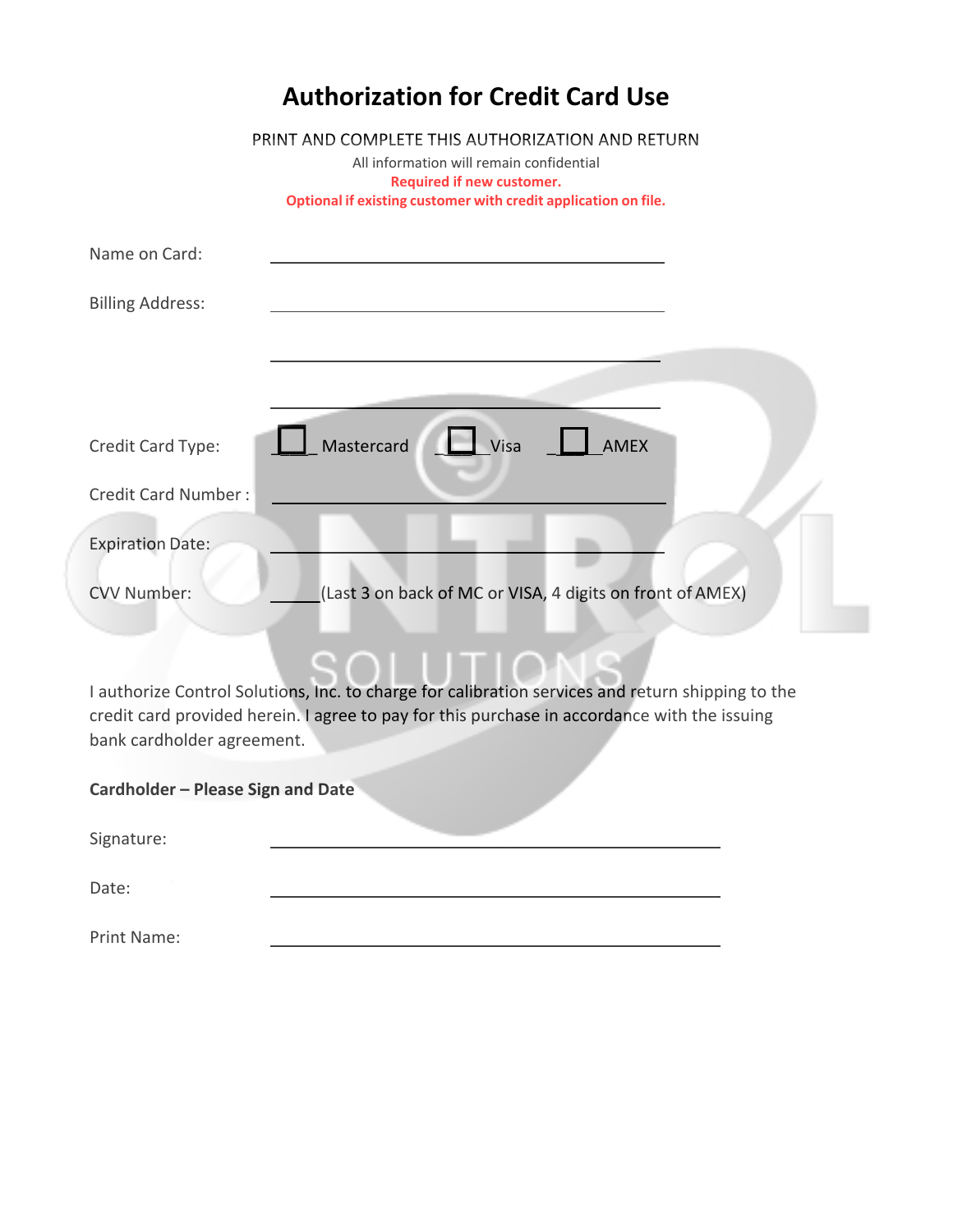# Authorization for Credit Card Use

PRINT AND COMPLETE THIS AUTHORIZATION AND RETURN

All information will remain confidential

**Required if new customer.**

**Optional if existing customer with credit application on file.**

Name on Card: ______________________________

Billing Address: ______________________________

______________________________

______________________________

Credit Card Type: ☐ Mastercard ☐ Visa ☐ AMEX

Credit Card Number : ______________________________

Expiration Date: ______________________________

CVV Number: _____(Last 3 on back of MC or VISA, 4 digits on front of AMEX)

I authorize Control Solutions, Inc. to charge for calibration services and return shipping to the credit card provided herein. I agree to pay for this purchase in accordance with the issuing bank cardholder agreement.

**Cardholder – Please Sign and Date**

Signature: ______________________________

Date: ______________________________

Print Name: ______________________________